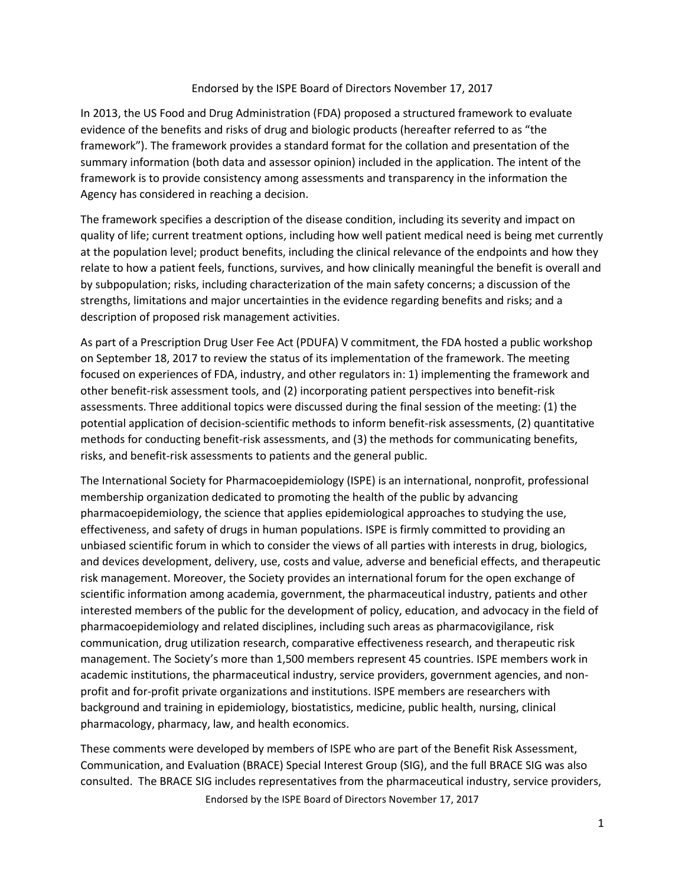In 2013, the US Food and Drug Administration (FDA) proposed a structured framework to evaluate evidence of the benefits and risks of drug and biologic products (hereafter referred to as "the framework"). The framework provides a standard format for the collation and presentation of the summary information (both data and assessor opinion) included in the application. The intent of the framework is to provide consistency among assessments and transparency in the information the Agency has considered in reaching a decision.

The framework specifies a description of the disease condition, including its severity and impact on quality of life; current treatment options, including how well patient medical need is being met currently at the population level; product benefits, including the clinical relevance of the endpoints and how they relate to how a patient feels, functions, survives, and how clinically meaningful the benefit is overall and by subpopulation; risks, including characterization of the main safety concerns; a discussion of the strengths, limitations and major uncertainties in the evidence regarding benefits and risks; and a description of proposed risk management activities.

As part of a Prescription Drug User Fee Act (PDUFA) V commitment, the FDA hosted a public workshop on September 18, 2017 to review the status of its implementation of the framework. The meeting focused on experiences of FDA, industry, and other regulators in: 1) implementing the framework and other benefit-risk assessment tools, and (2) incorporating patient perspectives into benefit-risk assessments. Three additional topics were discussed during the final session of the meeting: (1) the potential application of decision-scientific methods to inform benefit-risk assessments, (2) quantitative methods for conducting benefit-risk assessments, and (3) the methods for communicating benefits, risks, and benefit-risk assessments to patients and the general public.

The International Society for Pharmacoepidemiology (ISPE) is an international, nonprofit, professional membership organization dedicated to promoting the health of the public by advancing pharmacoepidemiology, the science that applies epidemiological approaches to studying the use, effectiveness, and safety of drugs in human populations. ISPE is firmly committed to providing an unbiased scientific forum in which to consider the views of all parties with interests in drug, biologics, and devices development, delivery, use, costs and value, adverse and beneficial effects, and therapeutic risk management. Moreover, the Society provides an international forum for the open exchange of scientific information among academia, government, the pharmaceutical industry, patients and other interested members of the public for the development of policy, education, and advocacy in the field of pharmacoepidemiology and related disciplines, including such areas as pharmacovigilance, risk communication, drug utilization research, comparative effectiveness research, and therapeutic risk management. The Society's more than 1,500 members represent 45 countries. ISPE members work in academic institutions, the pharmaceutical industry, service providers, government agencies, and non-profit and for-profit private organizations and institutions. ISPE members are researchers with background and training in epidemiology, biostatistics, medicine, public health, nursing, clinical pharmacology, pharmacy, law, and health economics.

These comments were developed by members of ISPE who are part of the Benefit Risk Assessment, Communication, and Evaluation (BRACE) Special Interest Group (SIG), and the full BRACE SIG was also consulted. The BRACE SIG includes representatives from the pharmaceutical industry, service providers,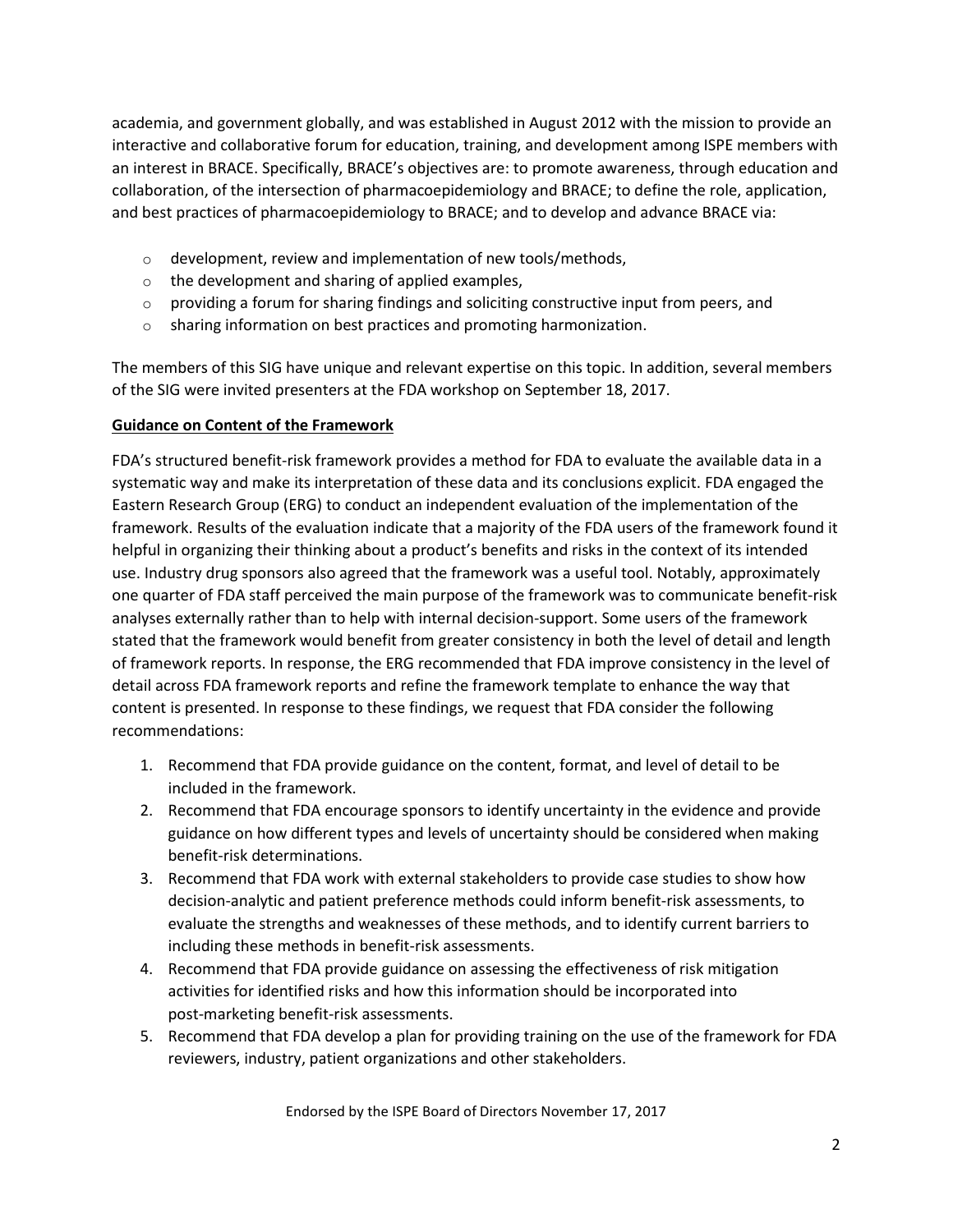academia, and government globally, and was established in August 2012 with the mission to provide an interactive and collaborative forum for education, training, and development among ISPE members with an interest in BRACE. Specifically, BRACE's objectives are: to promote awareness, through education and collaboration, of the intersection of pharmacoepidemiology and BRACE; to define the role, application, and best practices of pharmacoepidemiology to BRACE; and to develop and advance BRACE via:

- development, review and implementation of new tools/methods,
- the development and sharing of applied examples,
- providing a forum for sharing findings and soliciting constructive input from peers, and
- sharing information on best practices and promoting harmonization.

The members of this SIG have unique and relevant expertise on this topic. In addition, several members of the SIG were invited presenters at the FDA workshop on September 18, 2017.

**Guidance on Content of the Framework**

FDA's structured benefit-risk framework provides a method for FDA to evaluate the available data in a systematic way and make its interpretation of these data and its conclusions explicit. FDA engaged the Eastern Research Group (ERG) to conduct an independent evaluation of the implementation of the framework. Results of the evaluation indicate that a majority of the FDA users of the framework found it helpful in organizing their thinking about a product's benefits and risks in the context of its intended use. Industry drug sponsors also agreed that the framework was a useful tool. Notably, approximately one quarter of FDA staff perceived the main purpose of the framework was to communicate benefit-risk analyses externally rather than to help with internal decision-support. Some users of the framework stated that the framework would benefit from greater consistency in both the level of detail and length of framework reports. In response, the ERG recommended that FDA improve consistency in the level of detail across FDA framework reports and refine the framework template to enhance the way that content is presented. In response to these findings, we request that FDA consider the following recommendations:

1. Recommend that FDA provide guidance on the content, format, and level of detail to be included in the framework.
2. Recommend that FDA encourage sponsors to identify uncertainty in the evidence and provide guidance on how different types and levels of uncertainty should be considered when making benefit-risk determinations.
3. Recommend that FDA work with external stakeholders to provide case studies to show how decision-analytic and patient preference methods could inform benefit-risk assessments, to evaluate the strengths and weaknesses of these methods, and to identify current barriers to including these methods in benefit-risk assessments.
4. Recommend that FDA provide guidance on assessing the effectiveness of risk mitigation activities for identified risks and how this information should be incorporated into post-marketing benefit-risk assessments.
5. Recommend that FDA develop a plan for providing training on the use of the framework for FDA reviewers, industry, patient organizations and other stakeholders.

Endorsed by the ISPE Board of Directors November 17, 2017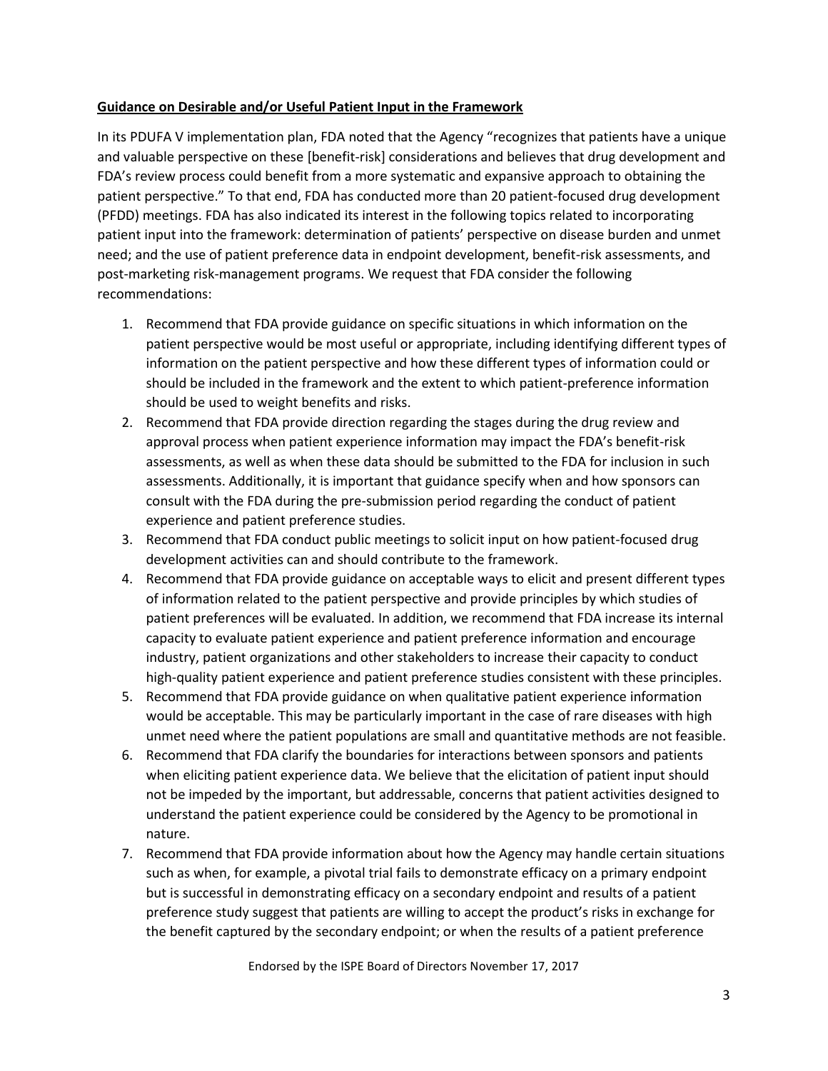**Guidance on Desirable and/or Useful Patient Input in the Framework**

In its PDUFA V implementation plan, FDA noted that the Agency "recognizes that patients have a unique and valuable perspective on these [benefit-risk] considerations and believes that drug development and FDA's review process could benefit from a more systematic and expansive approach to obtaining the patient perspective." To that end, FDA has conducted more than 20 patient-focused drug development (PFDD) meetings. FDA has also indicated its interest in the following topics related to incorporating patient input into the framework: determination of patients' perspective on disease burden and unmet need; and the use of patient preference data in endpoint development, benefit-risk assessments, and post-marketing risk-management programs. We request that FDA consider the following recommendations:

1. Recommend that FDA provide guidance on specific situations in which information on the patient perspective would be most useful or appropriate, including identifying different types of information on the patient perspective and how these different types of information could or should be included in the framework and the extent to which patient-preference information should be used to weight benefits and risks.
2. Recommend that FDA provide direction regarding the stages during the drug review and approval process when patient experience information may impact the FDA's benefit-risk assessments, as well as when these data should be submitted to the FDA for inclusion in such assessments. Additionally, it is important that guidance specify when and how sponsors can consult with the FDA during the pre-submission period regarding the conduct of patient experience and patient preference studies.
3. Recommend that FDA conduct public meetings to solicit input on how patient-focused drug development activities can and should contribute to the framework.
4. Recommend that FDA provide guidance on acceptable ways to elicit and present different types of information related to the patient perspective and provide principles by which studies of patient preferences will be evaluated. In addition, we recommend that FDA increase its internal capacity to evaluate patient experience and patient preference information and encourage industry, patient organizations and other stakeholders to increase their capacity to conduct high-quality patient experience and patient preference studies consistent with these principles.
5. Recommend that FDA provide guidance on when qualitative patient experience information would be acceptable. This may be particularly important in the case of rare diseases with high unmet need where the patient populations are small and quantitative methods are not feasible.
6. Recommend that FDA clarify the boundaries for interactions between sponsors and patients when eliciting patient experience data. We believe that the elicitation of patient input should not be impeded by the important, but addressable, concerns that patient activities designed to understand the patient experience could be considered by the Agency to be promotional in nature.
7. Recommend that FDA provide information about how the Agency may handle certain situations such as when, for example, a pivotal trial fails to demonstrate efficacy on a primary endpoint but is successful in demonstrating efficacy on a secondary endpoint and results of a patient preference study suggest that patients are willing to accept the product's risks in exchange for the benefit captured by the secondary endpoint; or when the results of a patient preference

Endorsed by the ISPE Board of Directors November 17, 2017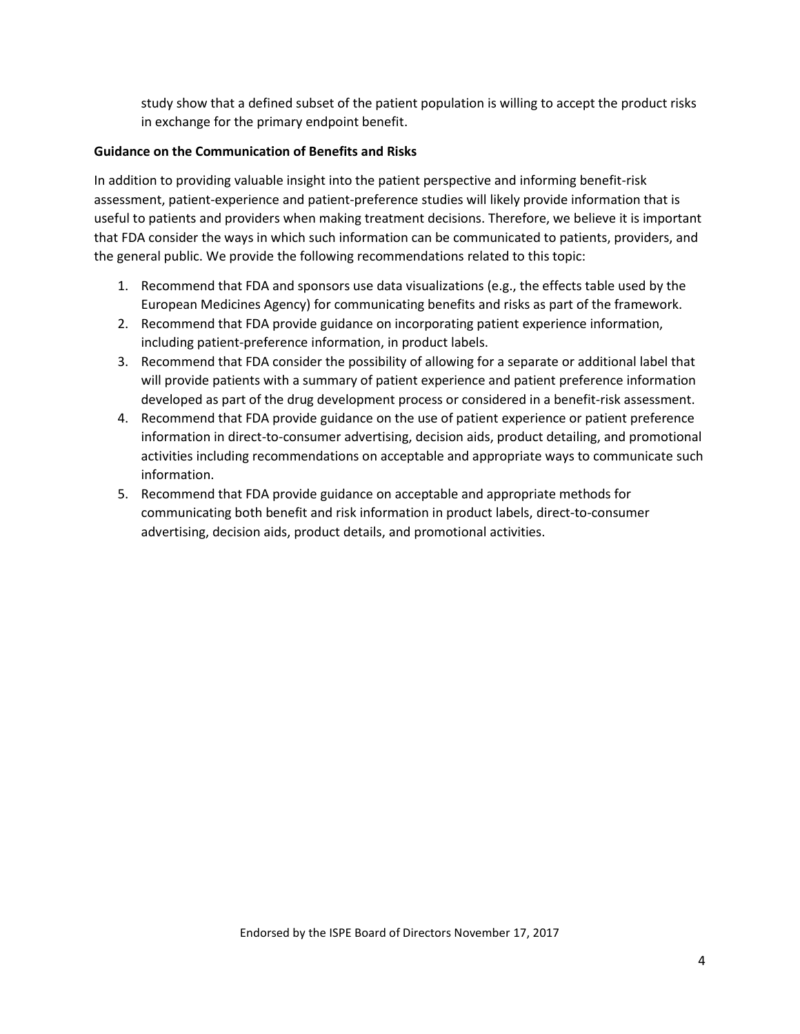study show that a defined subset of the patient population is willing to accept the product risks in exchange for the primary endpoint benefit.

**Guidance on the Communication of Benefits and Risks**

In addition to providing valuable insight into the patient perspective and informing benefit-risk assessment, patient-experience and patient-preference studies will likely provide information that is useful to patients and providers when making treatment decisions. Therefore, we believe it is important that FDA consider the ways in which such information can be communicated to patients, providers, and the general public. We provide the following recommendations related to this topic:

1. Recommend that FDA and sponsors use data visualizations (e.g., the effects table used by the European Medicines Agency) for communicating benefits and risks as part of the framework.
2. Recommend that FDA provide guidance on incorporating patient experience information, including patient-preference information, in product labels.
3. Recommend that FDA consider the possibility of allowing for a separate or additional label that will provide patients with a summary of patient experience and patient preference information developed as part of the drug development process or considered in a benefit-risk assessment.
4. Recommend that FDA provide guidance on the use of patient experience or patient preference information in direct-to-consumer advertising, decision aids, product detailing, and promotional activities including recommendations on acceptable and appropriate ways to communicate such information.
5. Recommend that FDA provide guidance on acceptable and appropriate methods for communicating both benefit and risk information in product labels, direct-to-consumer advertising, decision aids, product details, and promotional activities.

Endorsed by the ISPE Board of Directors November 17, 2017